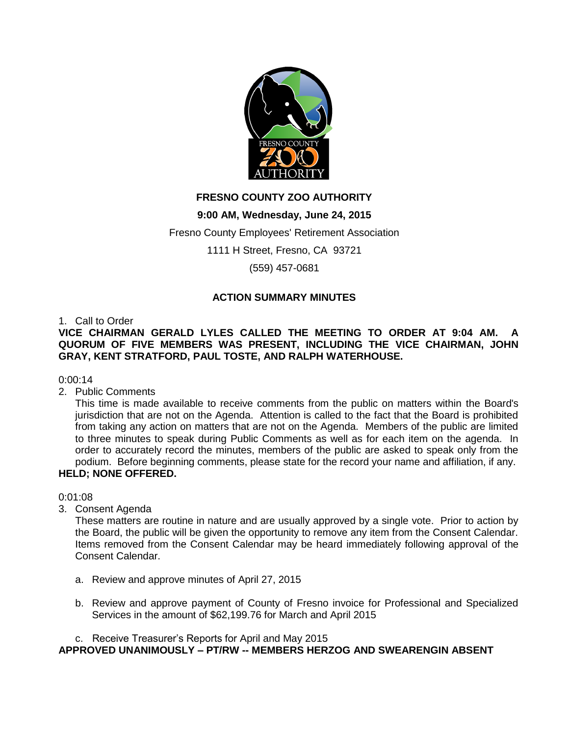# FRESNO COUNTY ZOO AUTHORITY

**9:00 AM, Wednesday, June 24, 2015**

Fresno County Employees' Retirement Association

1111 H Street, Fresno, CA 93721

(559) 457-0681

## ACTION SUMMARY MINUTES

1. Call to Order

**VICE CHAIRMAN GERALD LYLES CALLED THE MEETING TO ORDER AT 9:04 AM. A QUORUM OF FIVE MEMBERS WAS PRESENT, INCLUDING THE VICE CHAIRMAN, JOHN GRAY, KENT STRATFORD, PAUL TOSTE, AND RALPH WATERHOUSE.**

0:00:14

2. Public Comments

   This time is made available to receive comments from the public on matters within the Board's jurisdiction that are not on the Agenda. Attention is called to the fact that the Board is prohibited from taking any action on matters that are not on the Agenda. Members of the public are limited to three minutes to speak during Public Comments as well as for each item on the agenda. In order to accurately record the minutes, members of the public are asked to speak only from the podium. Before beginning comments, please state for the record your name and affiliation, if any.

**HELD; NONE OFFERED.**

0:01:08

3. Consent Agenda

   These matters are routine in nature and are usually approved by a single vote. Prior to action by the Board, the public will be given the opportunity to remove any item from the Consent Calendar. Items removed from the Consent Calendar may be heard immediately following approval of the Consent Calendar.

   a. Review and approve minutes of April 27, 2015

   b. Review and approve payment of County of Fresno invoice for Professional and Specialized Services in the amount of $62,199.76 for March and April 2015

   c. Receive Treasurer's Reports for April and May 2015

**APPROVED UNANIMOUSLY – PT/RW -- MEMBERS HERZOG AND SWEARENGIN ABSENT**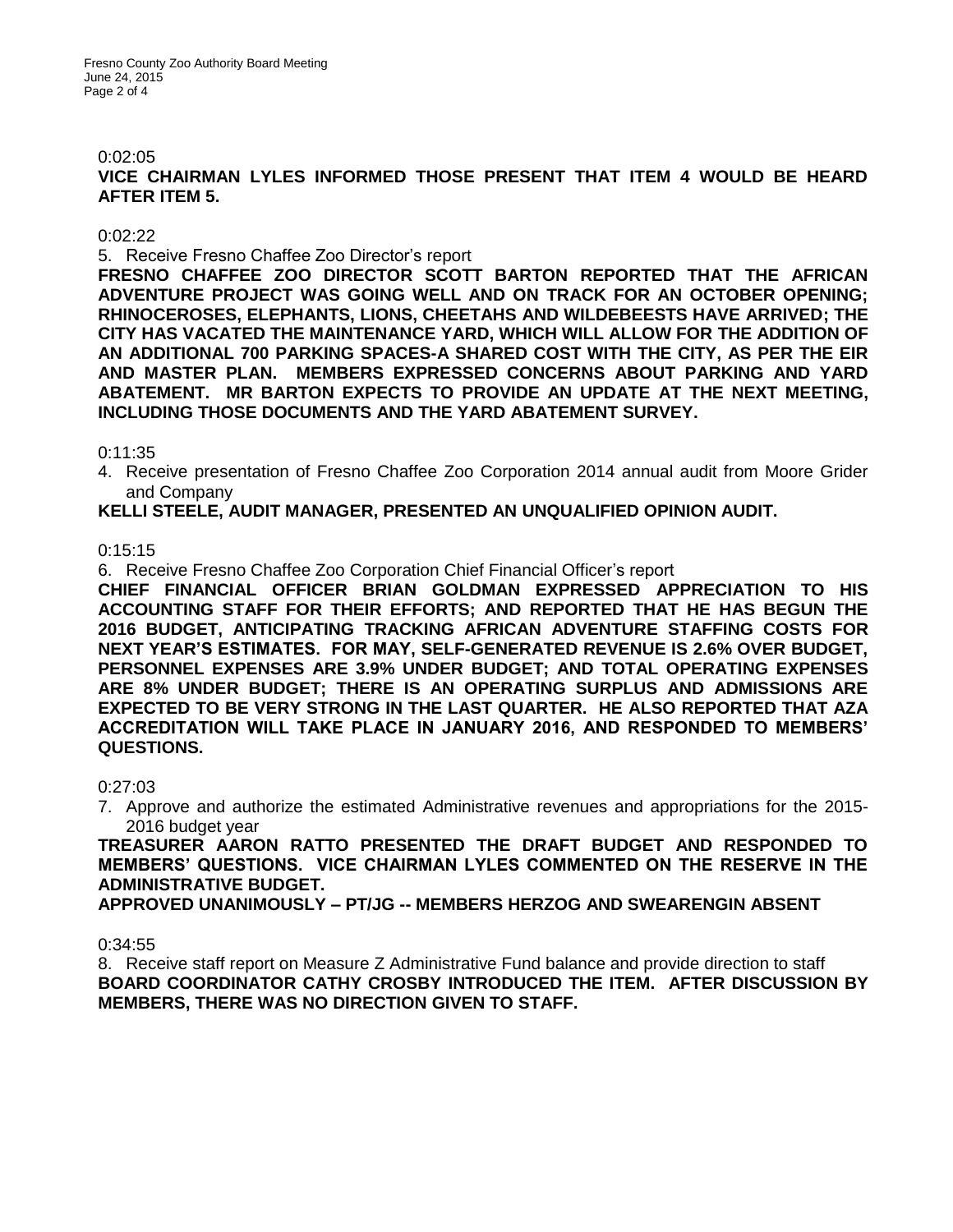0:02:05

**VICE CHAIRMAN LYLES INFORMED THOSE PRESENT THAT ITEM 4 WOULD BE HEARD AFTER ITEM 5.**

0:02:22

5. Receive Fresno Chaffee Zoo Director's report

**FRESNO CHAFFEE ZOO DIRECTOR SCOTT BARTON REPORTED THAT THE AFRICAN ADVENTURE PROJECT WAS GOING WELL AND ON TRACK FOR AN OCTOBER OPENING; RHINOCEROSES, ELEPHANTS, LIONS, CHEETAHS AND WILDEBEESTS HAVE ARRIVED; THE CITY HAS VACATED THE MAINTENANCE YARD, WHICH WILL ALLOW FOR THE ADDITION OF AN ADDITIONAL 700 PARKING SPACES-A SHARED COST WITH THE CITY, AS PER THE EIR AND MASTER PLAN. MEMBERS EXPRESSED CONCERNS ABOUT PARKING AND YARD ABATEMENT. MR BARTON EXPECTS TO PROVIDE AN UPDATE AT THE NEXT MEETING, INCLUDING THOSE DOCUMENTS AND THE YARD ABATEMENT SURVEY.**

0:11:35

4. Receive presentation of Fresno Chaffee Zoo Corporation 2014 annual audit from Moore Grider and Company

**KELLI STEELE, AUDIT MANAGER, PRESENTED AN UNQUALIFIED OPINION AUDIT.**

0:15:15

6. Receive Fresno Chaffee Zoo Corporation Chief Financial Officer's report

**CHIEF FINANCIAL OFFICER BRIAN GOLDMAN EXPRESSED APPRECIATION TO HIS ACCOUNTING STAFF FOR THEIR EFFORTS; AND REPORTED THAT HE HAS BEGUN THE 2016 BUDGET, ANTICIPATING TRACKING AFRICAN ADVENTURE STAFFING COSTS FOR NEXT YEAR'S ESTIMATES. FOR MAY, SELF-GENERATED REVENUE IS 2.6% OVER BUDGET, PERSONNEL EXPENSES ARE 3.9% UNDER BUDGET; AND TOTAL OPERATING EXPENSES ARE 8% UNDER BUDGET; THERE IS AN OPERATING SURPLUS AND ADMISSIONS ARE EXPECTED TO BE VERY STRONG IN THE LAST QUARTER. HE ALSO REPORTED THAT AZA ACCREDITATION WILL TAKE PLACE IN JANUARY 2016, AND RESPONDED TO MEMBERS' QUESTIONS.**

0:27:03

7. Approve and authorize the estimated Administrative revenues and appropriations for the 2015-2016 budget year

**TREASURER AARON RATTO PRESENTED THE DRAFT BUDGET AND RESPONDED TO MEMBERS' QUESTIONS. VICE CHAIRMAN LYLES COMMENTED ON THE RESERVE IN THE ADMINISTRATIVE BUDGET.**

**APPROVED UNANIMOUSLY – PT/JG -- MEMBERS HERZOG AND SWEARENGIN ABSENT**

0:34:55

8. Receive staff report on Measure Z Administrative Fund balance and provide direction to staff

**BOARD COORDINATOR CATHY CROSBY INTRODUCED THE ITEM. AFTER DISCUSSION BY MEMBERS, THERE WAS NO DIRECTION GIVEN TO STAFF.**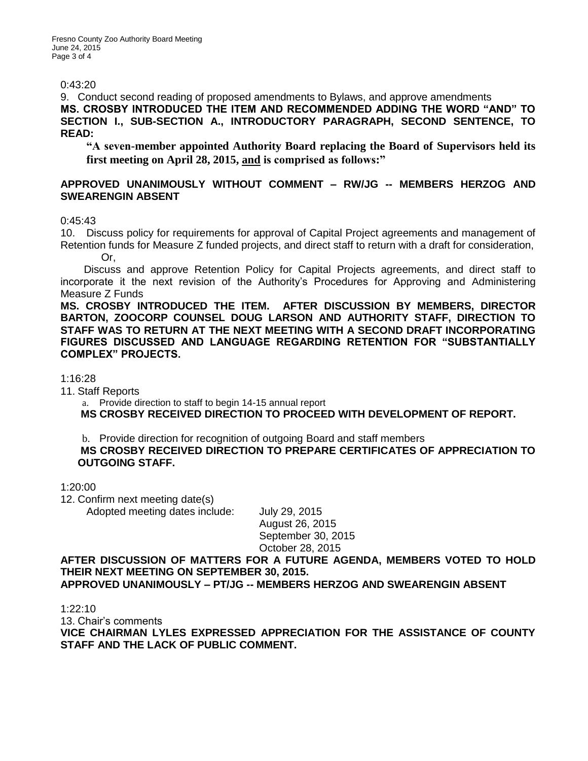0:43:20

9. Conduct second reading of proposed amendments to Bylaws, and approve amendments

**MS. CROSBY INTRODUCED THE ITEM AND RECOMMENDED ADDING THE WORD "AND" TO SECTION I., SUB-SECTION A., INTRODUCTORY PARAGRAPH, SECOND SENTENCE, TO READ:**

> **"A seven-member appointed Authority Board replacing the Board of Supervisors held its first meeting on April 28, 2015, <u>and</u> is comprised as follows:"**

**APPROVED UNANIMOUSLY WITHOUT COMMENT – RW/JG -- MEMBERS HERZOG AND SWEARENGIN ABSENT**

0:45:43

10. Discuss policy for requirements for approval of Capital Project agreements and management of Retention funds for Measure Z funded projects, and direct staff to return with a draft for consideration,

Or,

Discuss and approve Retention Policy for Capital Projects agreements, and direct staff to incorporate it the next revision of the Authority's Procedures for Approving and Administering Measure Z Funds

**MS. CROSBY INTRODUCED THE ITEM. AFTER DISCUSSION BY MEMBERS, DIRECTOR BARTON, ZOOCORP COUNSEL DOUG LARSON AND AUTHORITY STAFF, DIRECTION TO STAFF WAS TO RETURN AT THE NEXT MEETING WITH A SECOND DRAFT INCORPORATING FIGURES DISCUSSED AND LANGUAGE REGARDING RETENTION FOR "SUBSTANTIALLY COMPLEX" PROJECTS.**

1:16:28

11. Staff Reports

a. Provide direction to staff to begin 14-15 annual report

**MS CROSBY RECEIVED DIRECTION TO PROCEED WITH DEVELOPMENT OF REPORT.**

b. Provide direction for recognition of outgoing Board and staff members

**MS CROSBY RECEIVED DIRECTION TO PREPARE CERTIFICATES OF APPRECIATION TO OUTGOING STAFF.**

1:20:00

12. Confirm next meeting date(s)

Adopted meeting dates include: July 29, 2015
August 26, 2015
September 30, 2015
October 28, 2015

**AFTER DISCUSSION OF MATTERS FOR A FUTURE AGENDA, MEMBERS VOTED TO HOLD THEIR NEXT MEETING ON SEPTEMBER 30, 2015.**

**APPROVED UNANIMOUSLY – PT/JG -- MEMBERS HERZOG AND SWEARENGIN ABSENT**

1:22:10

13. Chair's comments

**VICE CHAIRMAN LYLES EXPRESSED APPRECIATION FOR THE ASSISTANCE OF COUNTY STAFF AND THE LACK OF PUBLIC COMMENT.**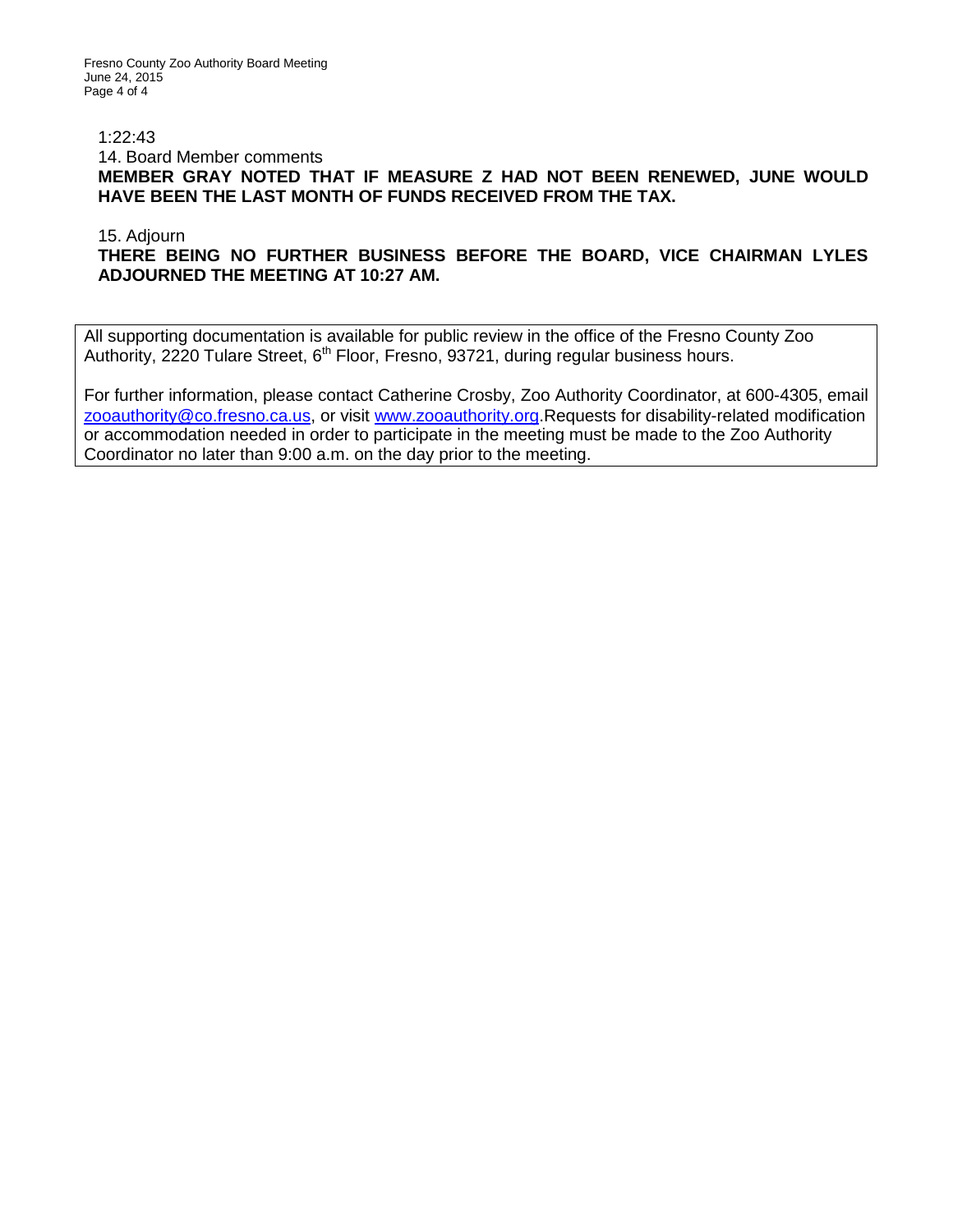1:22:43

14. Board Member comments

**MEMBER GRAY NOTED THAT IF MEASURE Z HAD NOT BEEN RENEWED, JUNE WOULD HAVE BEEN THE LAST MONTH OF FUNDS RECEIVED FROM THE TAX.**

15. Adjourn

**THERE BEING NO FURTHER BUSINESS BEFORE THE BOARD, VICE CHAIRMAN LYLES ADJOURNED THE MEETING AT 10:27 AM.**

All supporting documentation is available for public review in the office of the Fresno County Zoo Authority, 2220 Tulare Street, 6th Floor, Fresno, 93721, during regular business hours.

For further information, please contact Catherine Crosby, Zoo Authority Coordinator, at 600-4305, email zooauthority@co.fresno.ca.us, or visit www.zooauthority.org.Requests for disability-related modification or accommodation needed in order to participate in the meeting must be made to the Zoo Authority Coordinator no later than 9:00 a.m. on the day prior to the meeting.